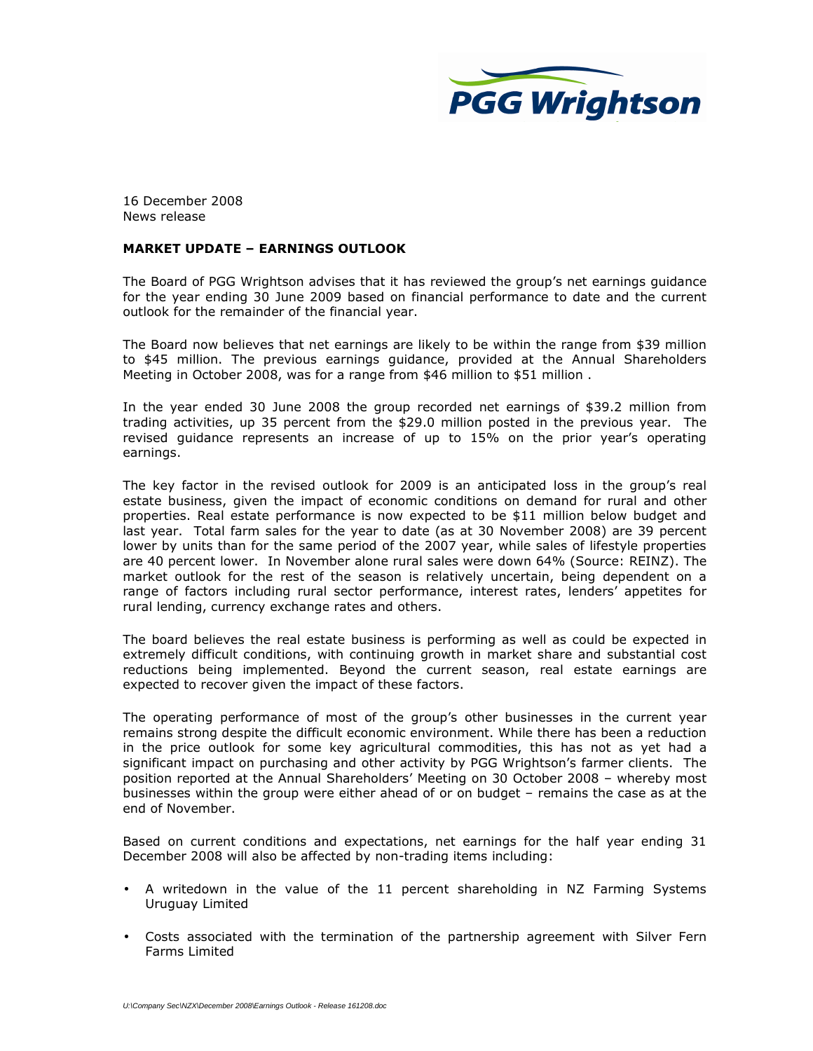PGG Wrightson

16 December 2008
News release

**MARKET UPDATE – EARNINGS OUTLOOK**

The Board of PGG Wrightson advises that it has reviewed the group's net earnings guidance for the year ending 30 June 2009 based on financial performance to date and the current outlook for the remainder of the financial year.

The Board now believes that net earnings are likely to be within the range from $39 million to $45 million. The previous earnings guidance, provided at the Annual Shareholders Meeting in October 2008, was for a range from $46 million to $51 million .

In the year ended 30 June 2008 the group recorded net earnings of $39.2 million from trading activities, up 35 percent from the $29.0 million posted in the previous year. The revised guidance represents an increase of up to 15% on the prior year's operating earnings.

The key factor in the revised outlook for 2009 is an anticipated loss in the group's real estate business, given the impact of economic conditions on demand for rural and other properties. Real estate performance is now expected to be $11 million below budget and last year. Total farm sales for the year to date (as at 30 November 2008) are 39 percent lower by units than for the same period of the 2007 year, while sales of lifestyle properties are 40 percent lower. In November alone rural sales were down 64% (Source: REINZ). The market outlook for the rest of the season is relatively uncertain, being dependent on a range of factors including rural sector performance, interest rates, lenders' appetites for rural lending, currency exchange rates and others.

The board believes the real estate business is performing as well as could be expected in extremely difficult conditions, with continuing growth in market share and substantial cost reductions being implemented. Beyond the current season, real estate earnings are expected to recover given the impact of these factors.

The operating performance of most of the group's other businesses in the current year remains strong despite the difficult economic environment. While there has been a reduction in the price outlook for some key agricultural commodities, this has not as yet had a significant impact on purchasing and other activity by PGG Wrightson's farmer clients. The position reported at the Annual Shareholders' Meeting on 30 October 2008 – whereby most businesses within the group were either ahead of or on budget – remains the case as at the end of November.

Based on current conditions and expectations, net earnings for the half year ending 31 December 2008 will also be affected by non-trading items including:

- A writedown in the value of the 11 percent shareholding in NZ Farming Systems Uruguay Limited
- Costs associated with the termination of the partnership agreement with Silver Fern Farms Limited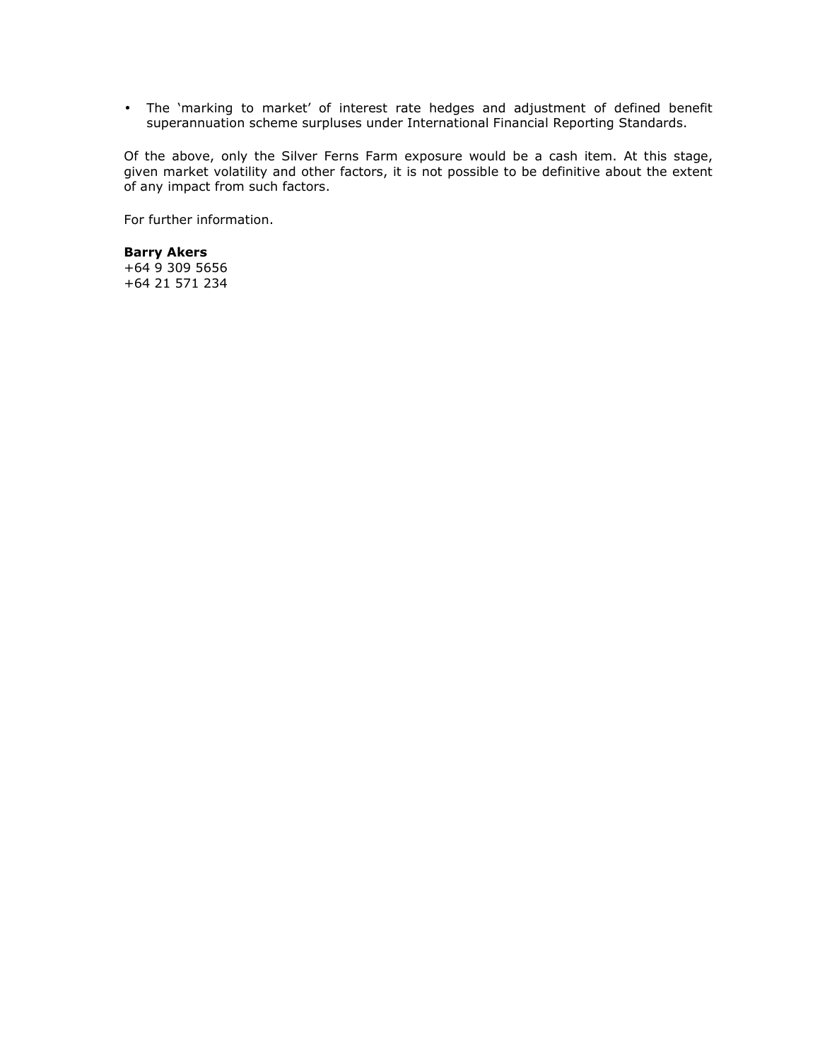- The 'marking to market' of interest rate hedges and adjustment of defined benefit superannuation scheme surpluses under International Financial Reporting Standards.

Of the above, only the Silver Ferns Farm exposure would be a cash item. At this stage, given market volatility and other factors, it is not possible to be definitive about the extent of any impact from such factors.

For further information.

**Barry Akers**
+64 9 309 5656
+64 21 571 234